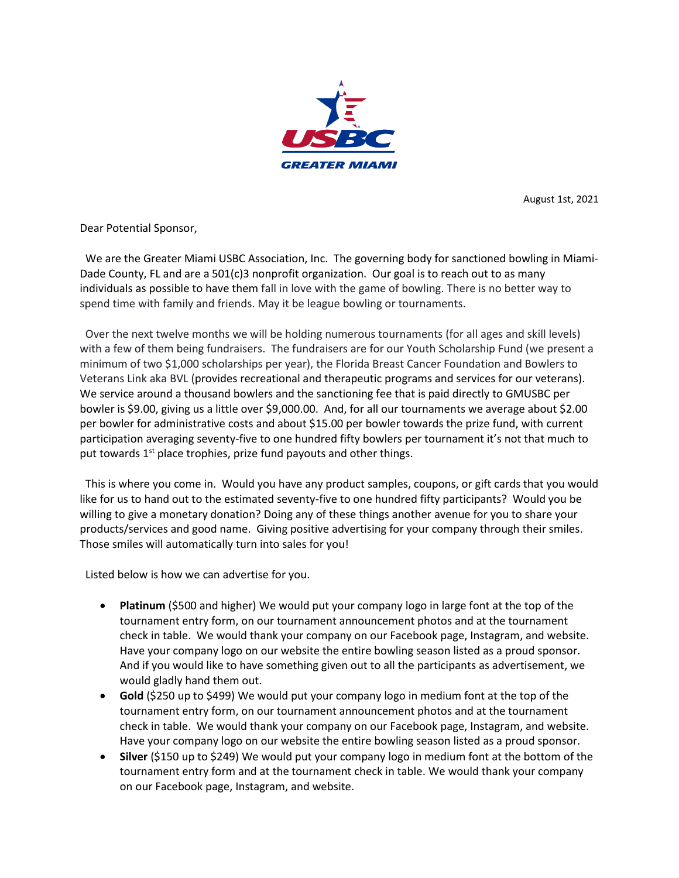August 1st, 2021

Dear Potential Sponsor,

We are the Greater Miami USBC Association, Inc. The governing body for sanctioned bowling in Miami-Dade County, FL and are a 501(c)3 nonprofit organization. Our goal is to reach out to as many individuals as possible to have them fall in love with the game of bowling. There is no better way to spend time with family and friends. May it be league bowling or tournaments.

Over the next twelve months we will be holding numerous tournaments (for all ages and skill levels) with a few of them being fundraisers. The fundraisers are for our Youth Scholarship Fund (we present a minimum of two $1,000 scholarships per year), the Florida Breast Cancer Foundation and Bowlers to Veterans Link aka BVL (provides recreational and therapeutic programs and services for our veterans). We service around a thousand bowlers and the sanctioning fee that is paid directly to GMUSBC per bowler is $9.00, giving us a little over $9,000.00. And, for all our tournaments we average about $2.00 per bowler for administrative costs and about $15.00 per bowler towards the prize fund, with current participation averaging seventy-five to one hundred fifty bowlers per tournament it's not that much to put towards 1st place trophies, prize fund payouts and other things.

This is where you come in. Would you have any product samples, coupons, or gift cards that you would like for us to hand out to the estimated seventy-five to one hundred fifty participants? Would you be willing to give a monetary donation? Doing any of these things another avenue for you to share your products/services and good name. Giving positive advertising for your company through their smiles. Those smiles will automatically turn into sales for you!

Listed below is how we can advertise for you.

- **Platinum** ($500 and higher) We would put your company logo in large font at the top of the tournament entry form, on our tournament announcement photos and at the tournament check in table. We would thank your company on our Facebook page, Instagram, and website. Have your company logo on our website the entire bowling season listed as a proud sponsor. And if you would like to have something given out to all the participants as advertisement, we would gladly hand them out.
- **Gold** ($250 up to $499) We would put your company logo in medium font at the top of the tournament entry form, on our tournament announcement photos and at the tournament check in table. We would thank your company on our Facebook page, Instagram, and website. Have your company logo on our website the entire bowling season listed as a proud sponsor.
- **Silver** ($150 up to $249) We would put your company logo in medium font at the bottom of the tournament entry form and at the tournament check in table. We would thank your company on our Facebook page, Instagram, and website.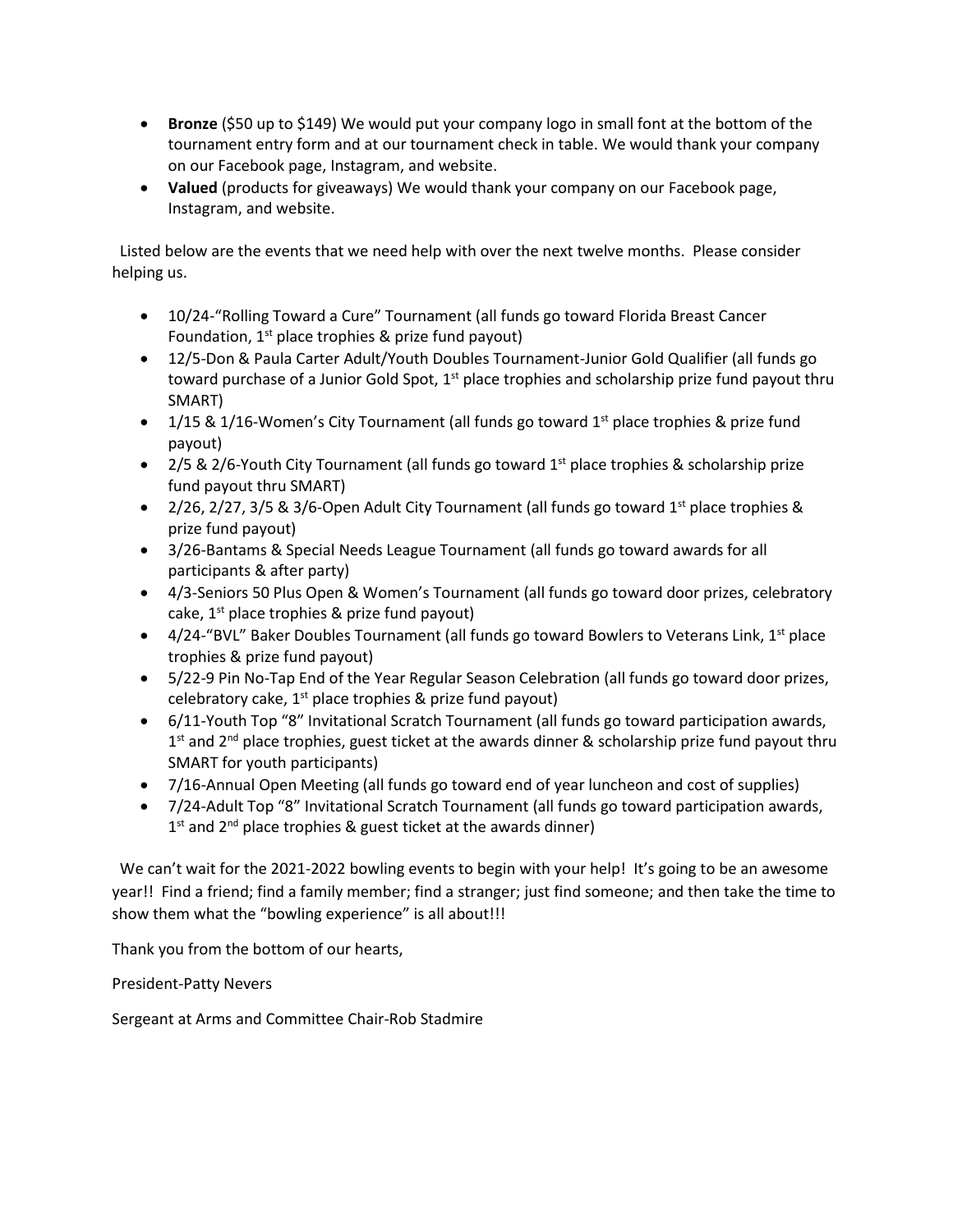- **Bronze** ($50 up to $149) We would put your company logo in small font at the bottom of the tournament entry form and at our tournament check in table. We would thank your company on our Facebook page, Instagram, and website.
- **Valued** (products for giveaways) We would thank your company on our Facebook page, Instagram, and website.

Listed below are the events that we need help with over the next twelve months. Please consider helping us.

- 10/24-"Rolling Toward a Cure" Tournament (all funds go toward Florida Breast Cancer Foundation, 1st place trophies & prize fund payout)
- 12/5-Don & Paula Carter Adult/Youth Doubles Tournament-Junior Gold Qualifier (all funds go toward purchase of a Junior Gold Spot, 1st place trophies and scholarship prize fund payout thru SMART)
- 1/15 & 1/16-Women's City Tournament (all funds go toward 1st place trophies & prize fund payout)
- 2/5 & 2/6-Youth City Tournament (all funds go toward 1st place trophies & scholarship prize fund payout thru SMART)
- 2/26, 2/27, 3/5 & 3/6-Open Adult City Tournament (all funds go toward 1st place trophies & prize fund payout)
- 3/26-Bantams & Special Needs League Tournament (all funds go toward awards for all participants & after party)
- 4/3-Seniors 50 Plus Open & Women's Tournament (all funds go toward door prizes, celebratory cake, 1st place trophies & prize fund payout)
- 4/24-"BVL" Baker Doubles Tournament (all funds go toward Bowlers to Veterans Link, 1st place trophies & prize fund payout)
- 5/22-9 Pin No-Tap End of the Year Regular Season Celebration (all funds go toward door prizes, celebratory cake, 1st place trophies & prize fund payout)
- 6/11-Youth Top "8" Invitational Scratch Tournament (all funds go toward participation awards, 1st and 2nd place trophies, guest ticket at the awards dinner & scholarship prize fund payout thru SMART for youth participants)
- 7/16-Annual Open Meeting (all funds go toward end of year luncheon and cost of supplies)
- 7/24-Adult Top "8" Invitational Scratch Tournament (all funds go toward participation awards, 1st and 2nd place trophies & guest ticket at the awards dinner)

We can't wait for the 2021-2022 bowling events to begin with your help! It's going to be an awesome year!! Find a friend; find a family member; find a stranger; just find someone; and then take the time to show them what the "bowling experience" is all about!!!

Thank you from the bottom of our hearts,

President-Patty Nevers

Sergeant at Arms and Committee Chair-Rob Stadmire